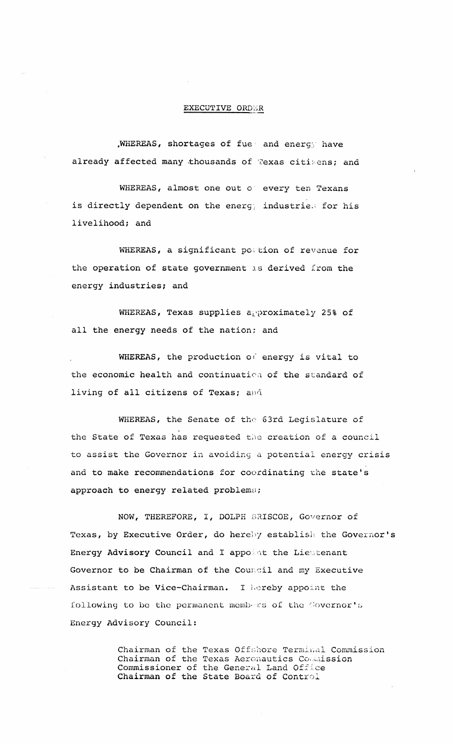# EXECUTIVE ORDER

WHEREAS, shortages of fuel and energy have already affected many thousands of Texas citizens; and

WHEREAS, almost one out of every ten Texans is directly dependent on the energy industries for his livelihood; and

WHEREAS, a significant portion of revenue for the operation of state government is derived from the energy industries; and

WHEREAS, Texas supplies approximately 25% of all the energy needs of the nation; and

WHEREAS, the production of energy is vital to the economic health and continuation of the standard of living of all citizens of Texas; and

WHEREAS, the Senate of the 63rd Legislature of the State of Texas has requested the creation of a council to assist the Governor in avoiding a potential energy crisis and to make recommendations for coordinating the state's approach to energy related problems;

NOW, THEREFORE, I, DOLPH BRISCOE, Governor of Texas, by Executive Order, do hereby establish the Governor's Energy Advisory Council and I appoint the Lieutenant Governor to be Chairman of the Council and my Executive Assistant to be Vice-Chairman. I hereby appoint the following to be the permanent members of the Governor's Energy Advisory Council:

Chairman of the Texas Offshore Terminal Commission
Chairman of the Texas Aeronautics Commission
Commissioner of the General Land Office
Chairman of the State Board of Control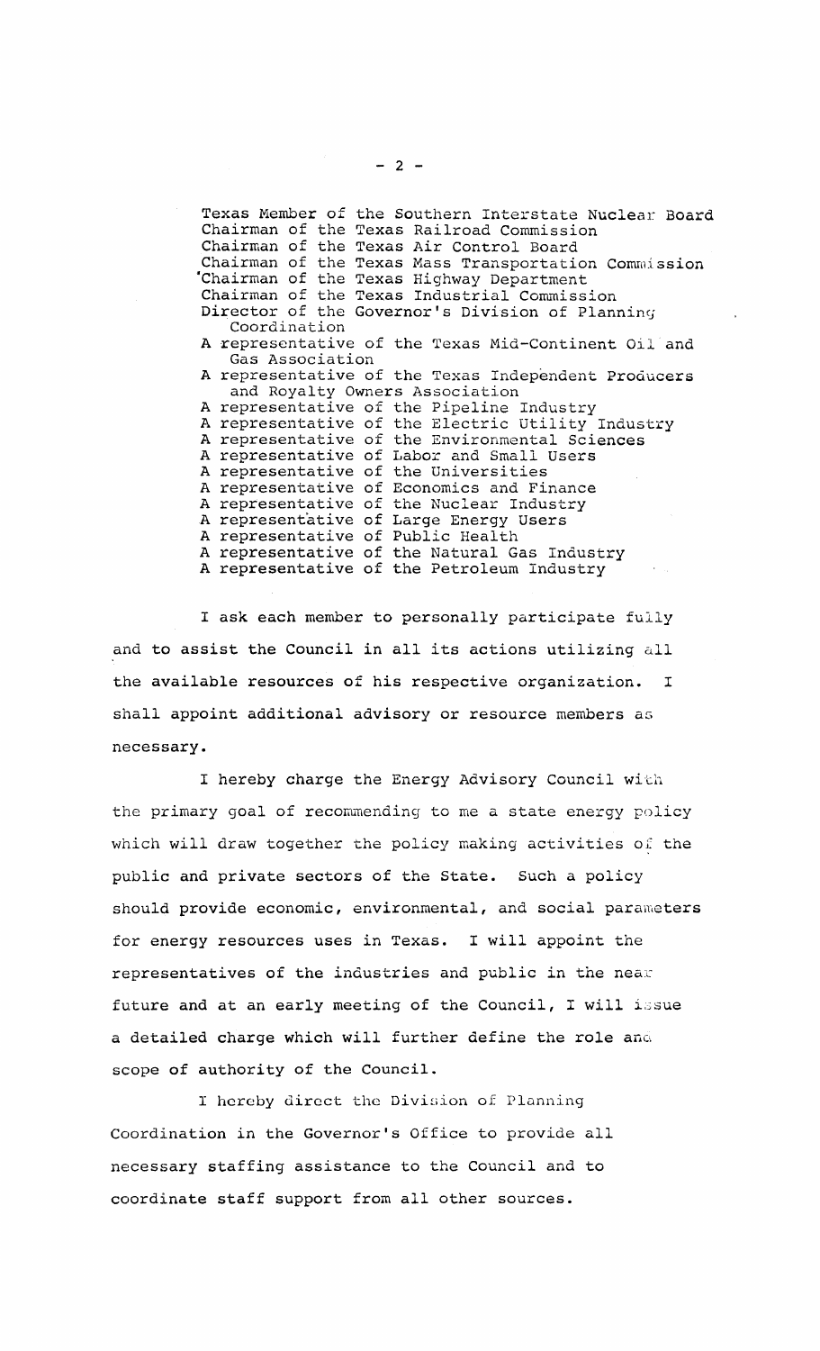Texas Member of the Southern Interstate Nuclear Board
Chairman of the Texas Railroad Commission
Chairman of the Texas Air Control Board
Chairman of the Texas Mass Transportation Commission
Chairman of the Texas Highway Department
Chairman of the Texas Industrial Commission
Director of the Governor's Division of Planning Coordination
A representative of the Texas Mid-Continent Oil and Gas Association
A representative of the Texas Independent Producers and Royalty Owners Association
A representative of the Pipeline Industry
A representative of the Electric Utility Industry
A representative of the Environmental Sciences
A representative of Labor and Small Users
A representative of the Universities
A representative of Economics and Finance
A representative of the Nuclear Industry
A representative of Large Energy Users
A representative of Public Health
A representative of the Natural Gas Industry
A representative of the Petroleum Industry

I ask each member to personally participate fully and to assist the Council in all its actions utilizing all the available resources of his respective organization. I shall appoint additional advisory or resource members as necessary.

I hereby charge the Energy Advisory Council with the primary goal of recommending to me a state energy policy which will draw together the policy making activities of the public and private sectors of the State. Such a policy should provide economic, environmental, and social parameters for energy resources uses in Texas. I will appoint the representatives of the industries and public in the near future and at an early meeting of the Council, I will issue a detailed charge which will further define the role and scope of authority of the Council.

I hereby direct the Division of Planning Coordination in the Governor's Office to provide all necessary staffing assistance to the Council and to coordinate staff support from all other sources.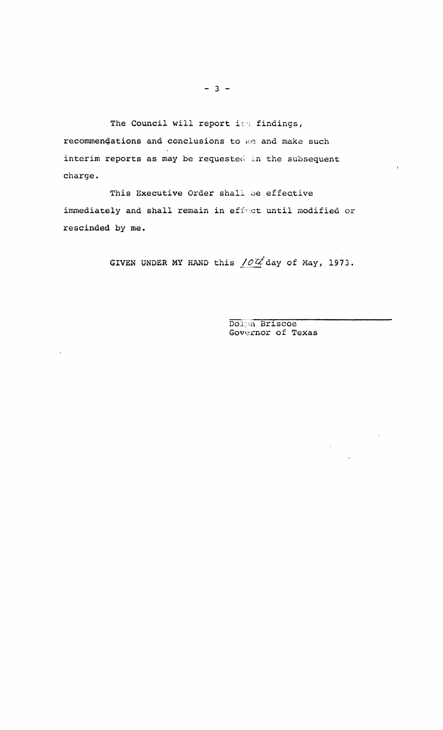The Council will report its findings, recommendations and conclusions to me and make such interim reports as may be requested in the subsequent charge.

This Executive Order shall be effective immediately and shall remain in effect until modified or rescinded by me.

GIVEN UNDER MY HAND this 10th day of May, 1973.

Dolph Briscoe
Governor of Texas